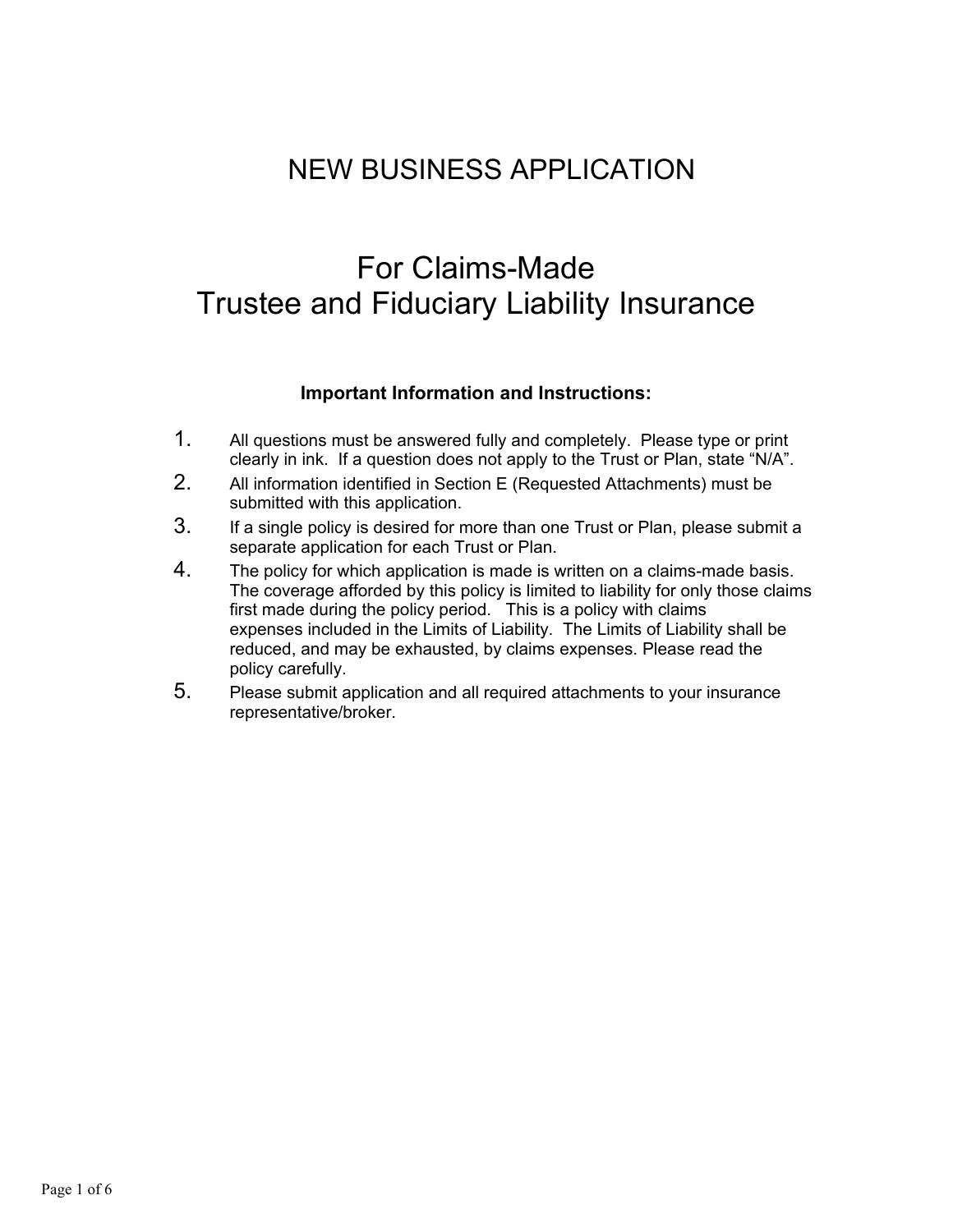# NEW BUSINESS APPLICATION

# For Claims-Made Trustee and Fiduciary Liability Insurance

**Important Information and Instructions:**

1. All questions must be answered fully and completely. Please type or print clearly in ink. If a question does not apply to the Trust or Plan, state "N/A".
2. All information identified in Section E (Requested Attachments) must be submitted with this application.
3. If a single policy is desired for more than one Trust or Plan, please submit a separate application for each Trust or Plan.
4. The policy for which application is made is written on a claims-made basis. The coverage afforded by this policy is limited to liability for only those claims first made during the policy period. This is a policy with claims expenses included in the Limits of Liability. The Limits of Liability shall be reduced, and may be exhausted, by claims expenses. Please read the policy carefully.
5. Please submit application and all required attachments to your insurance representative/broker.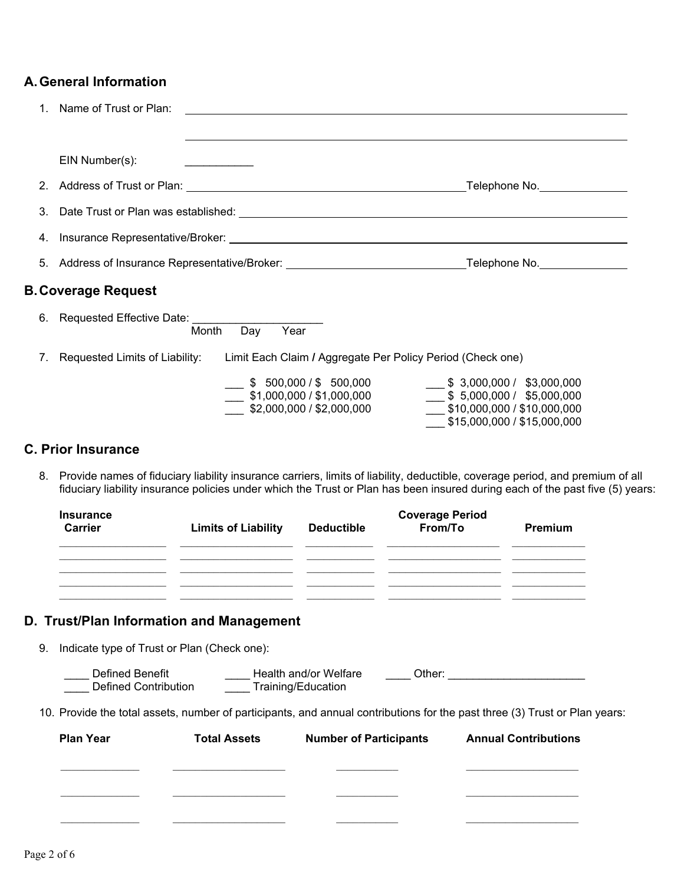## A. General Information

1. Name of Trust or Plan: ______________________________________________

   ______________________________________________

   EIN Number(s): ___________

2. Address of Trust or Plan: ______________________________________________ Telephone No. _______________

3. Date Trust or Plan was established: ______________________________________________

4. Insurance Representative/Broker: ______________________________________________

5. Address of Insurance Representative/Broker: ______________________________ Telephone No. _______________

## B. Coverage Request

6. Requested Effective Date: _____________________
   Month Day Year

7. Requested Limits of Liability: Limit Each Claim / Aggregate Per Policy Period (Check one)

   ___ $ 500,000 / $ 500,000
   ___ $1,000,000 / $1,000,000
   ___ $2,000,000 / $2,000,000
   ___ $ 3,000,000 / $3,000,000
   ___ $ 5,000,000 / $5,000,000
   ___ $10,000,000 / $10,000,000
   ___ $15,000,000 / $15,000,000

## C. Prior Insurance

8. Provide names of fiduciary liability insurance carriers, limits of liability, deductible, coverage period, and premium of all fiduciary liability insurance policies under which the Trust or Plan has been insured during each of the past five (5) years:

| Insurance Carrier | Limits of Liability | Deductible | Coverage Period From/To | Premium |
|---|---|---|---|---|
| | | | | |
| | | | | |
| | | | | |
| | | | | |
| | | | | |

## D. Trust/Plan Information and Management

9. Indicate type of Trust or Plan (Check one):

   ____ Defined Benefit
   ____ Defined Contribution
   ____ Health and/or Welfare
   ____ Training/Education
   ____ Other: ______________________

10. Provide the total assets, number of participants, and annual contributions for the past three (3) Trust or Plan years:

| Plan Year | Total Assets | Number of Participants | Annual Contributions |
|---|---|---|---|
| | | | |
| | | | |
| | | | |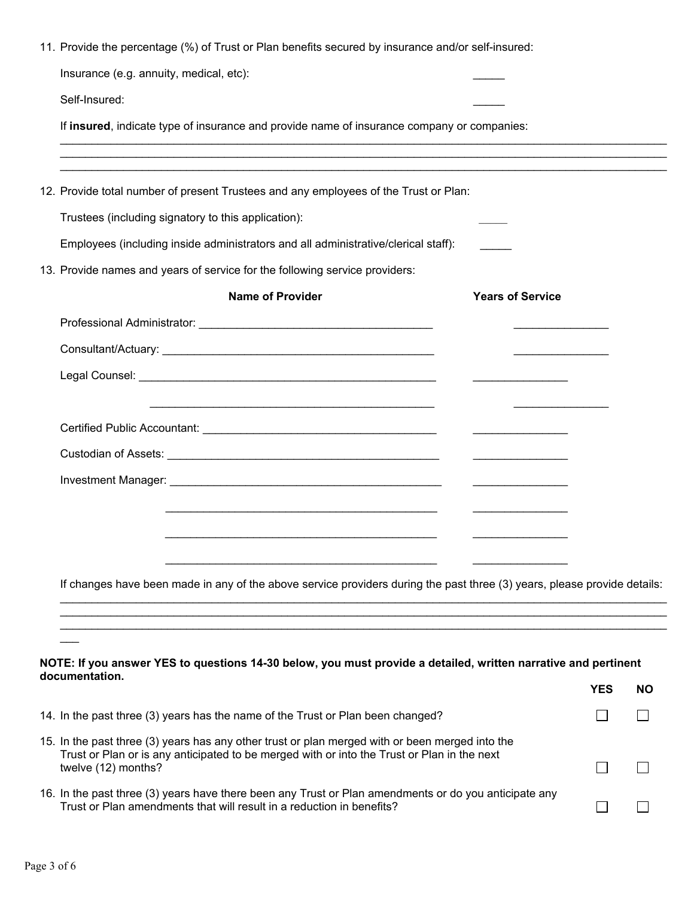11. Provide the percentage (%) of Trust or Plan benefits secured by insurance and/or self-insured:

    Insurance (e.g. annuity, medical, etc): _____

    Self-Insured: _____

    If **insured**, indicate type of insurance and provide name of insurance company or companies:

    ______________________________________________________________________________________
    ______________________________________________________________________________________
    ______________________________________________________________________________________

12. Provide total number of present Trustees and any employees of the Trust or Plan:

    Trustees (including signatory to this application): _____

    Employees (including inside administrators and all administrative/clerical staff): _____

13. Provide names and years of service for the following service providers:

| | Name of Provider | Years of Service |
|---|---|---|
| Professional Administrator: | ______________________________ | _______________ |
| Consultant/Actuary: | ______________________________ | _______________ |
| Legal Counsel: | ______________________________ | _______________ |
| | ______________________________ | _______________ |
| Certified Public Accountant: | ______________________________ | _______________ |
| Custodian of Assets: | ______________________________ | _______________ |
| Investment Manager: | ______________________________ | _______________ |
| | ______________________________ | _______________ |
| | ______________________________ | _______________ |
| | ______________________________ | _______________ |

    If changes have been made in any of the above service providers during the past three (3) years, please provide details:

    ______________________________________________________________________________________
    ______________________________________________________________________________________
    ______________________________________________________________________________________
    ___

**NOTE: If you answer YES to questions 14-30 below, you must provide a detailed, written narrative and pertinent documentation.**

| | YES | NO |
|---|---|---|
| 14. In the past three (3) years has the name of the Trust or Plan been changed? | ☐ | ☐ |
| 15. In the past three (3) years has any other trust or plan merged with or been merged into the Trust or Plan or is any anticipated to be merged with or into the Trust or Plan in the next twelve (12) months? | ☐ | ☐ |
| 16. In the past three (3) years have there been any Trust or Plan amendments or do you anticipate any Trust or Plan amendments that will result in a reduction in benefits? | ☐ | ☐ |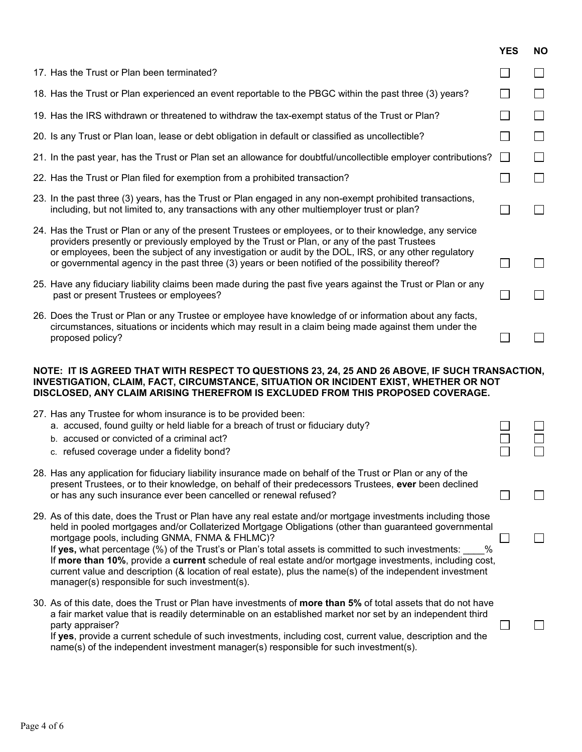| | YES | NO |
|---|---|---|
| 17. Has the Trust or Plan been terminated? | ☐ | ☐ |
| 18. Has the Trust or Plan experienced an event reportable to the PBGC within the past three (3) years? | ☐ | ☐ |
| 19. Has the IRS withdrawn or threatened to withdraw the tax-exempt status of the Trust or Plan? | ☐ | ☐ |
| 20. Is any Trust or Plan loan, lease or debt obligation in default or classified as uncollectible? | ☐ | ☐ |
| 21. In the past year, has the Trust or Plan set an allowance for doubtful/uncollectible employer contributions? | ☐ | ☐ |
| 22. Has the Trust or Plan filed for exemption from a prohibited transaction? | ☐ | ☐ |
| 23. In the past three (3) years, has the Trust or Plan engaged in any non-exempt prohibited transactions, including, but not limited to, any transactions with any other multiemployer trust or plan? | ☐ | ☐ |
| 24. Has the Trust or Plan or any of the present Trustees or employees, or to their knowledge, any service providers presently or previously employed by the Trust or Plan, or any of the past Trustees or employees, been the subject of any investigation or audit by the DOL, IRS, or any other regulatory or governmental agency in the past three (3) years or been notified of the possibility thereof? | ☐ | ☐ |
| 25. Have any fiduciary liability claims been made during the past five years against the Trust or Plan or any past or present Trustees or employees? | ☐ | ☐ |
| 26. Does the Trust or Plan or any Trustee or employee have knowledge of or information about any facts, circumstances, situations or incidents which may result in a claim being made against them under the proposed policy? | ☐ | ☐ |

**NOTE: IT IS AGREED THAT WITH RESPECT TO QUESTIONS 23, 24, 25 AND 26 ABOVE, IF SUCH TRANSACTION, INVESTIGATION, CLAIM, FACT, CIRCUMSTANCE, SITUATION OR INCIDENT EXIST, WHETHER OR NOT DISCLOSED, ANY CLAIM ARISING THEREFROM IS EXCLUDED FROM THIS PROPOSED COVERAGE.**

| | YES | NO |
|---|---|---|
| 27. Has any Trustee for whom insurance is to be provided been: | | |
| a. accused, found guilty or held liable for a breach of trust or fiduciary duty? | ☐ | ☐ |
| b. accused or convicted of a criminal act? | ☐ | ☐ |
| c. refused coverage under a fidelity bond? | ☐ | ☐ |
| 28. Has any application for fiduciary liability insurance made on behalf of the Trust or Plan or any of the present Trustees, or to their knowledge, on behalf of their predecessors Trustees, **ever** been declined or has any such insurance ever been cancelled or renewal refused? | ☐ | ☐ |
| 29. As of this date, does the Trust or Plan have any real estate and/or mortgage investments including those held in pooled mortgages and/or Collaterized Mortgage Obligations (other than guaranteed governmental mortgage pools, including GNMA, FNMA & FHLMC)? If **yes,** what percentage (%) of the Trust's or Plan's total assets is committed to such investments: ____% If **more than 10%**, provide a **current** schedule of real estate and/or mortgage investments, including cost, current value and description (& location of real estate), plus the name(s) of the independent investment manager(s) responsible for such investment(s). | ☐ | ☐ |
| 30. As of this date, does the Trust or Plan have investments of **more than 5%** of total assets that do not have a fair market value that is readily determinable on an established market nor set by an independent third party appraiser? If **yes**, provide a current schedule of such investments, including cost, current value, description and the name(s) of the independent investment manager(s) responsible for such investment(s). | ☐ | ☐ |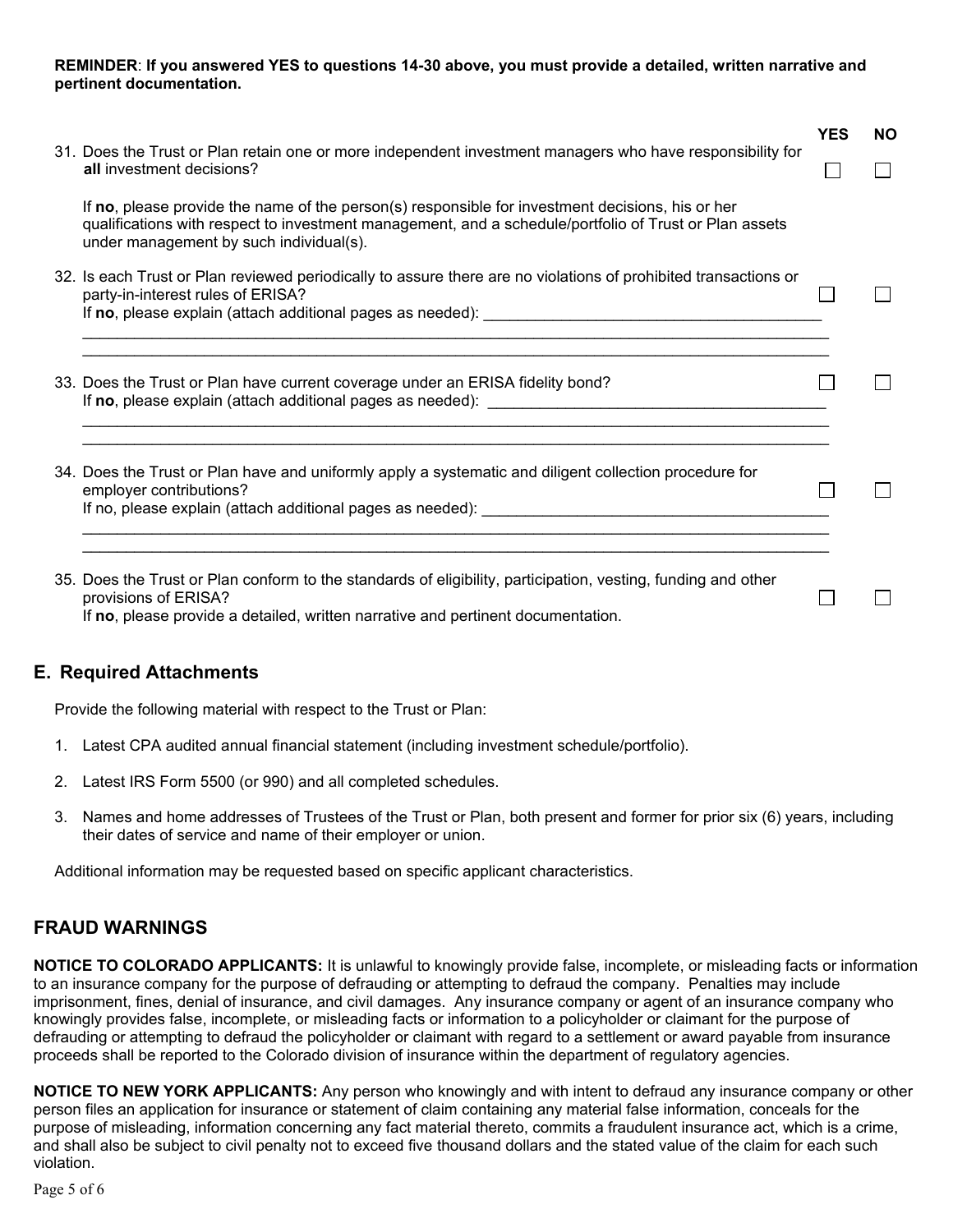**REMINDER**: **If you answered YES to questions 14-30 above, you must provide a detailed, written narrative and pertinent documentation.**

| | YES | NO |
|---|---|---|
| 31. Does the Trust or Plan retain one or more independent investment managers who have responsibility for **all** investment decisions? | ☐ | ☐ |

If **no**, please provide the name of the person(s) responsible for investment decisions, his or her qualifications with respect to investment management, and a schedule/portfolio of Trust or Plan assets under management by such individual(s).

| | YES | NO |
|---|---|---|
| 32. Is each Trust or Plan reviewed periodically to assure there are no violations of prohibited transactions or party-in-interest rules of ERISA? | ☐ | ☐ |

If **no**, please explain (attach additional pages as needed): ________________________________________

______________________________________________________________________________________________

______________________________________________________________________________________________

| | YES | NO |
|---|---|---|
| 33. Does the Trust or Plan have current coverage under an ERISA fidelity bond? | ☐ | ☐ |

If **no**, please explain (attach additional pages as needed): ________________________________________

______________________________________________________________________________________________

______________________________________________________________________________________________

| | YES | NO |
|---|---|---|
| 34. Does the Trust or Plan have and uniformly apply a systematic and diligent collection procedure for employer contributions? | ☐ | ☐ |

If no, please explain (attach additional pages as needed): ________________________________________

______________________________________________________________________________________________

______________________________________________________________________________________________

| | YES | NO |
|---|---|---|
| 35. Does the Trust or Plan conform to the standards of eligibility, participation, vesting, funding and other provisions of ERISA? | ☐ | ☐ |

If **no**, please provide a detailed, written narrative and pertinent documentation.

## E. Required Attachments

Provide the following material with respect to the Trust or Plan:

1. Latest CPA audited annual financial statement (including investment schedule/portfolio).
2. Latest IRS Form 5500 (or 990) and all completed schedules.
3. Names and home addresses of Trustees of the Trust or Plan, both present and former for prior six (6) years, including their dates of service and name of their employer or union.

Additional information may be requested based on specific applicant characteristics.

## FRAUD WARNINGS

**NOTICE TO COLORADO APPLICANTS:** It is unlawful to knowingly provide false, incomplete, or misleading facts or information to an insurance company for the purpose of defrauding or attempting to defraud the company. Penalties may include imprisonment, fines, denial of insurance, and civil damages. Any insurance company or agent of an insurance company who knowingly provides false, incomplete, or misleading facts or information to a policyholder or claimant for the purpose of defrauding or attempting to defraud the policyholder or claimant with regard to a settlement or award payable from insurance proceeds shall be reported to the Colorado division of insurance within the department of regulatory agencies.

**NOTICE TO NEW YORK APPLICANTS:** Any person who knowingly and with intent to defraud any insurance company or other person files an application for insurance or statement of claim containing any material false information, conceals for the purpose of misleading, information concerning any fact material thereto, commits a fraudulent insurance act, which is a crime, and shall also be subject to civil penalty not to exceed five thousand dollars and the stated value of the claim for each such violation.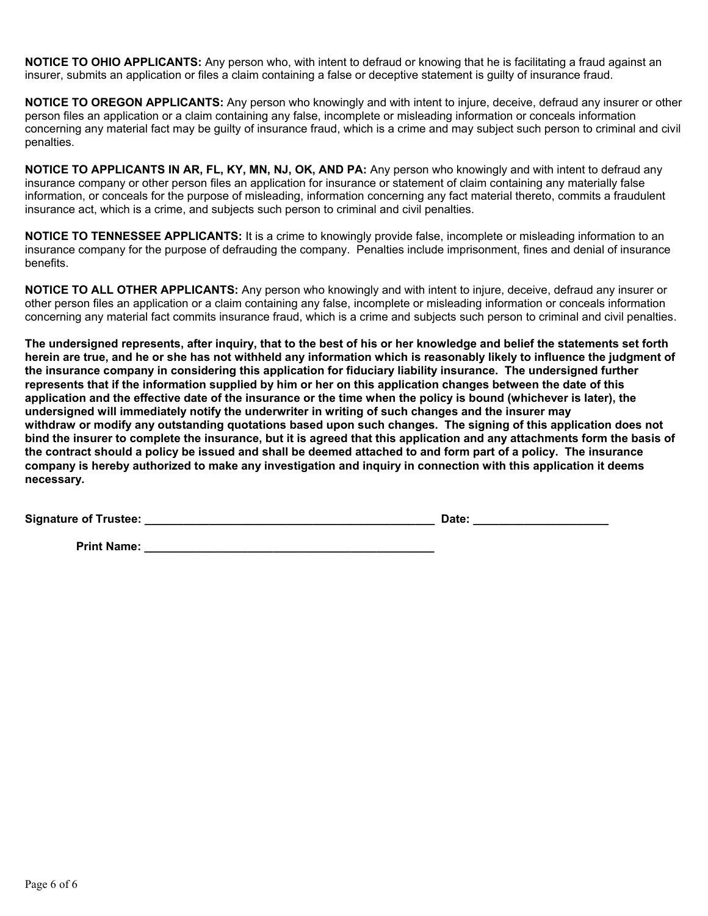**NOTICE TO OHIO APPLICANTS:** Any person who, with intent to defraud or knowing that he is facilitating a fraud against an insurer, submits an application or files a claim containing a false or deceptive statement is guilty of insurance fraud.

**NOTICE TO OREGON APPLICANTS:** Any person who knowingly and with intent to injure, deceive, defraud any insurer or other person files an application or a claim containing any false, incomplete or misleading information or conceals information concerning any material fact may be guilty of insurance fraud, which is a crime and may subject such person to criminal and civil penalties.

**NOTICE TO APPLICANTS IN AR, FL, KY, MN, NJ, OK, AND PA:** Any person who knowingly and with intent to defraud any insurance company or other person files an application for insurance or statement of claim containing any materially false information, or conceals for the purpose of misleading, information concerning any fact material thereto, commits a fraudulent insurance act, which is a crime, and subjects such person to criminal and civil penalties.

**NOTICE TO TENNESSEE APPLICANTS:** It is a crime to knowingly provide false, incomplete or misleading information to an insurance company for the purpose of defrauding the company. Penalties include imprisonment, fines and denial of insurance benefits.

**NOTICE TO ALL OTHER APPLICANTS:** Any person who knowingly and with intent to injure, deceive, defraud any insurer or other person files an application or a claim containing any false, incomplete or misleading information or conceals information concerning any material fact commits insurance fraud, which is a crime and subjects such person to criminal and civil penalties.

**The undersigned represents, after inquiry, that to the best of his or her knowledge and belief the statements set forth herein are true, and he or she has not withheld any information which is reasonably likely to influence the judgment of the insurance company in considering this application for fiduciary liability insurance. The undersigned further represents that if the information supplied by him or her on this application changes between the date of this application and the effective date of the insurance or the time when the policy is bound (whichever is later), the undersigned will immediately notify the underwriter in writing of such changes and the insurer may withdraw or modify any outstanding quotations based upon such changes. The signing of this application does not bind the insurer to complete the insurance, but it is agreed that this application and any attachments form the basis of the contract should a policy be issued and shall be deemed attached to and form part of a policy. The insurance company is hereby authorized to make any investigation and inquiry in connection with this application it deems necessary.**

**Signature of Trustee:** _______________________________________________ **Date:** _____________________

**Print Name:** _______________________________________________